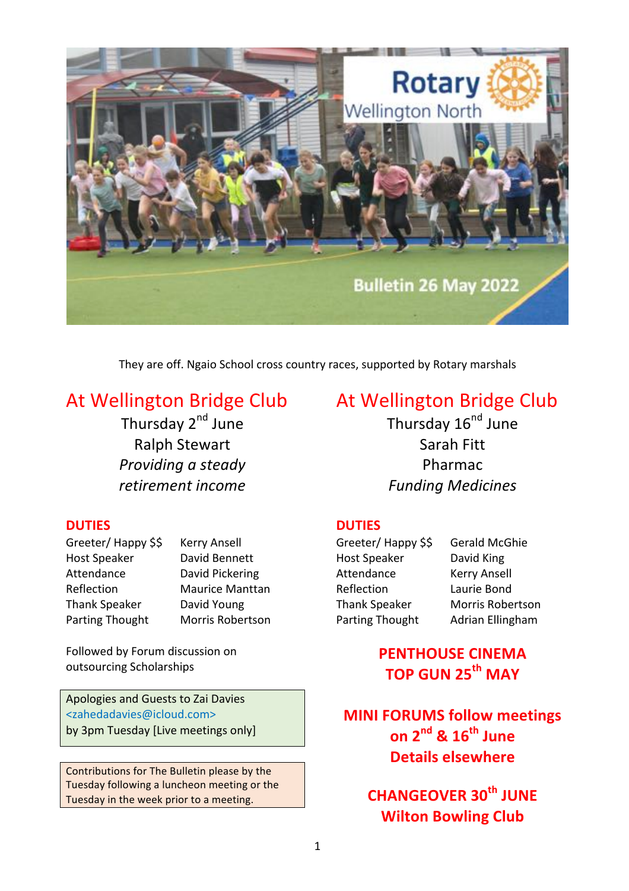Rotary Wellington North

Bulletin 26 May 2022

They are off. Ngaio School cross country races, supported by Rotary marshals

## At Wellington Bridge Club

Thursday 2nd June
Ralph Stewart
*Providing a steady retirement income*

### DUTIES

| | |
|---|---|
| Greeter/ Happy $$ | Kerry Ansell |
| Host Speaker | David Bennett |
| Attendance | David Pickering |
| Reflection | Maurice Manttan |
| Thank Speaker | David Young |
| Parting Thought | Morris Robertson |

Followed by Forum discussion on outsourcing Scholarships

Apologies and Guests to Zai Davies <zahedadavies@icloud.com> by 3pm Tuesday [Live meetings only]

Contributions for The Bulletin please by the Tuesday following a luncheon meeting or the Tuesday in the week prior to a meeting.

## At Wellington Bridge Club

Thursday 16nd June
Sarah Fitt
Pharmac
*Funding Medicines*

### DUTIES

| | |
|---|---|
| Greeter/ Happy $$ | Gerald McGhie |
| Host Speaker | David King |
| Attendance | Kerry Ansell |
| Reflection | Laurie Bond |
| Thank Speaker | Morris Robertson |
| Parting Thought | Adrian Ellingham |

**PENTHOUSE CINEMA TOP GUN 25th MAY**

**MINI FORUMS follow meetings on 2nd & 16th June Details elsewhere**

**CHANGEOVER 30th JUNE Wilton Bowling Club**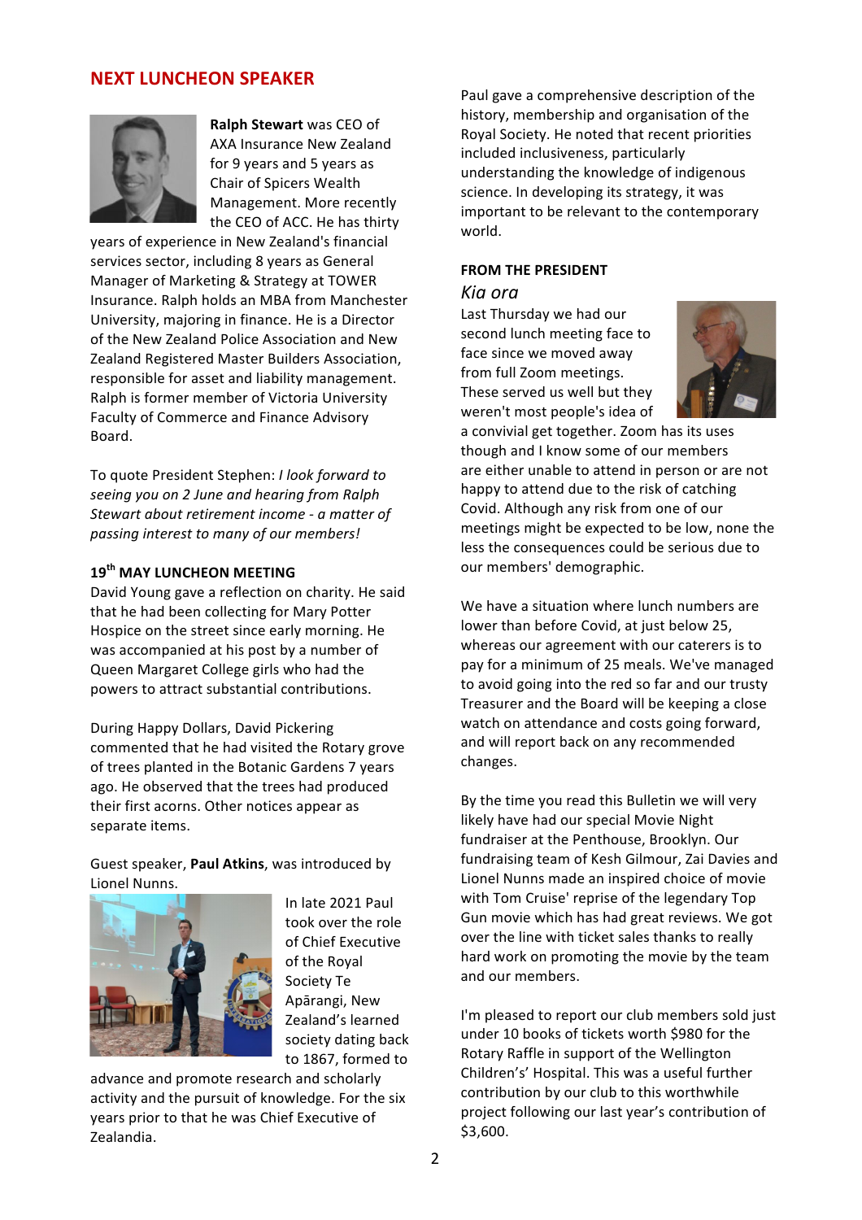## NEXT LUNCHEON SPEAKER

**Ralph Stewart** was CEO of AXA Insurance New Zealand for 9 years and 5 years as Chair of Spicers Wealth Management. More recently the CEO of ACC. He has thirty years of experience in New Zealand's financial services sector, including 8 years as General Manager of Marketing & Strategy at TOWER Insurance. Ralph holds an MBA from Manchester University, majoring in finance. He is a Director of the New Zealand Police Association and New Zealand Registered Master Builders Association, responsible for asset and liability management. Ralph is former member of Victoria University Faculty of Commerce and Finance Advisory Board.

To quote President Stephen: *I look forward to seeing you on 2 June and hearing from Ralph Stewart about retirement income - a matter of passing interest to many of our members!*

### 19th MAY LUNCHEON MEETING

David Young gave a reflection on charity. He said that he had been collecting for Mary Potter Hospice on the street since early morning. He was accompanied at his post by a number of Queen Margaret College girls who had the powers to attract substantial contributions.

During Happy Dollars, David Pickering commented that he had visited the Rotary grove of trees planted in the Botanic Gardens 7 years ago. He observed that the trees had produced their first acorns. Other notices appear as separate items.

Guest speaker, **Paul Atkins**, was introduced by Lionel Nunns.

In late 2021 Paul took over the role of Chief Executive of the Royal Society Te Apārangi, New Zealand's learned society dating back to 1867, formed to advance and promote research and scholarly activity and the pursuit of knowledge. For the six years prior to that he was Chief Executive of Zealandia.

Paul gave a comprehensive description of the history, membership and organisation of the Royal Society. He noted that recent priorities included inclusiveness, particularly understanding the knowledge of indigenous science. In developing its strategy, it was important to be relevant to the contemporary world.

### FROM THE PRESIDENT

*Kia ora*

Last Thursday we had our second lunch meeting face to face since we moved away from full Zoom meetings. These served us well but they weren't most people's idea of a convivial get together. Zoom has its uses though and I know some of our members are either unable to attend in person or are not happy to attend due to the risk of catching Covid. Although any risk from one of our meetings might be expected to be low, none the less the consequences could be serious due to our members' demographic.

We have a situation where lunch numbers are lower than before Covid, at just below 25, whereas our agreement with our caterers is to pay for a minimum of 25 meals. We've managed to avoid going into the red so far and our trusty Treasurer and the Board will be keeping a close watch on attendance and costs going forward, and will report back on any recommended changes.

By the time you read this Bulletin we will very likely have had our special Movie Night fundraiser at the Penthouse, Brooklyn. Our fundraising team of Kesh Gilmour, Zai Davies and Lionel Nunns made an inspired choice of movie with Tom Cruise' reprise of the legendary Top Gun movie which has had great reviews. We got over the line with ticket sales thanks to really hard work on promoting the movie by the team and our members.

I'm pleased to report our club members sold just under 10 books of tickets worth $980 for the Rotary Raffle in support of the Wellington Children's' Hospital. This was a useful further contribution by our club to this worthwhile project following our last year's contribution of $3,600.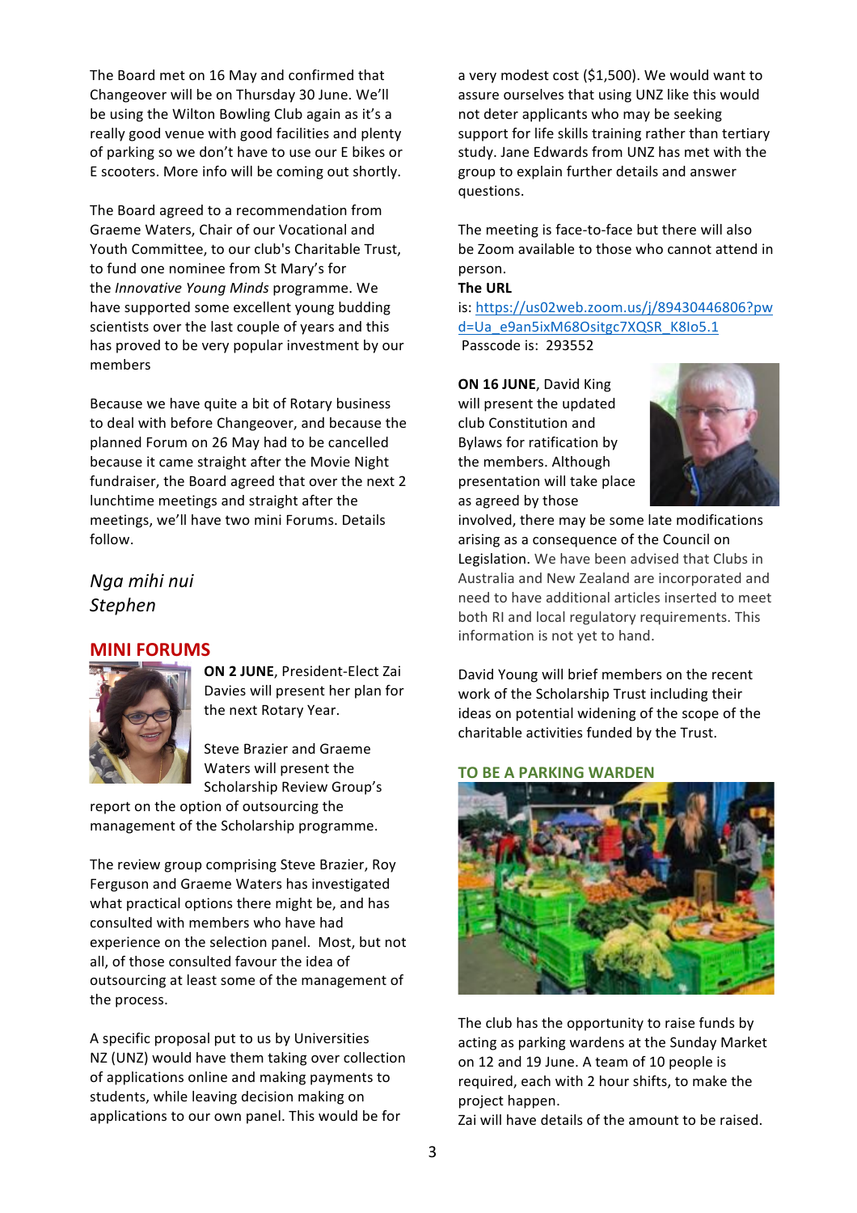The Board met on 16 May and confirmed that Changeover will be on Thursday 30 June. We'll be using the Wilton Bowling Club again as it's a really good venue with good facilities and plenty of parking so we don't have to use our E bikes or E scooters. More info will be coming out shortly.

The Board agreed to a recommendation from Graeme Waters, Chair of our Vocational and Youth Committee, to our club's Charitable Trust, to fund one nominee from St Mary's for the *Innovative Young Minds* programme. We have supported some excellent young budding scientists over the last couple of years and this has proved to be very popular investment by our members

Because we have quite a bit of Rotary business to deal with before Changeover, and because the planned Forum on 26 May had to be cancelled because it came straight after the Movie Night fundraiser, the Board agreed that over the next 2 lunchtime meetings and straight after the meetings, we'll have two mini Forums. Details follow.

*Nga mihi nui*
*Stephen*

## MINI FORUMS

**ON 2 JUNE**, President-Elect Zai Davies will present her plan for the next Rotary Year.

Steve Brazier and Graeme Waters will present the Scholarship Review Group's report on the option of outsourcing the management of the Scholarship programme.

The review group comprising Steve Brazier, Roy Ferguson and Graeme Waters has investigated what practical options there might be, and has consulted with members who have had experience on the selection panel. Most, but not all, of those consulted favour the idea of outsourcing at least some of the management of the process.

A specific proposal put to us by Universities NZ (UNZ) would have them taking over collection of applications online and making payments to students, while leaving decision making on applications to our own panel. This would be for a very modest cost ($1,500). We would want to assure ourselves that using UNZ like this would not deter applicants who may be seeking support for life skills training rather than tertiary study. Jane Edwards from UNZ has met with the group to explain further details and answer questions.

The meeting is face-to-face but there will also be Zoom available to those who cannot attend in person.

**The URL** is: https://us02web.zoom.us/j/89430446806?pwd=Ua_e9an5ixM68Ositgc7XQSR_K8lo5.1
Passcode is: 293552

**ON 16 JUNE**, David King will present the updated club Constitution and Bylaws for ratification by the members. Although presentation will take place as agreed by those involved, there may be some late modifications arising as a consequence of the Council on Legislation. We have been advised that Clubs in Australia and New Zealand are incorporated and need to have additional articles inserted to meet both RI and local regulatory requirements. This information is not yet to hand.

David Young will brief members on the recent work of the Scholarship Trust including their ideas on potential widening of the scope of the charitable activities funded by the Trust.

### TO BE A PARKING WARDEN

The club has the opportunity to raise funds by acting as parking wardens at the Sunday Market on 12 and 19 June. A team of 10 people is required, each with 2 hour shifts, to make the project happen.
Zai will have details of the amount to be raised.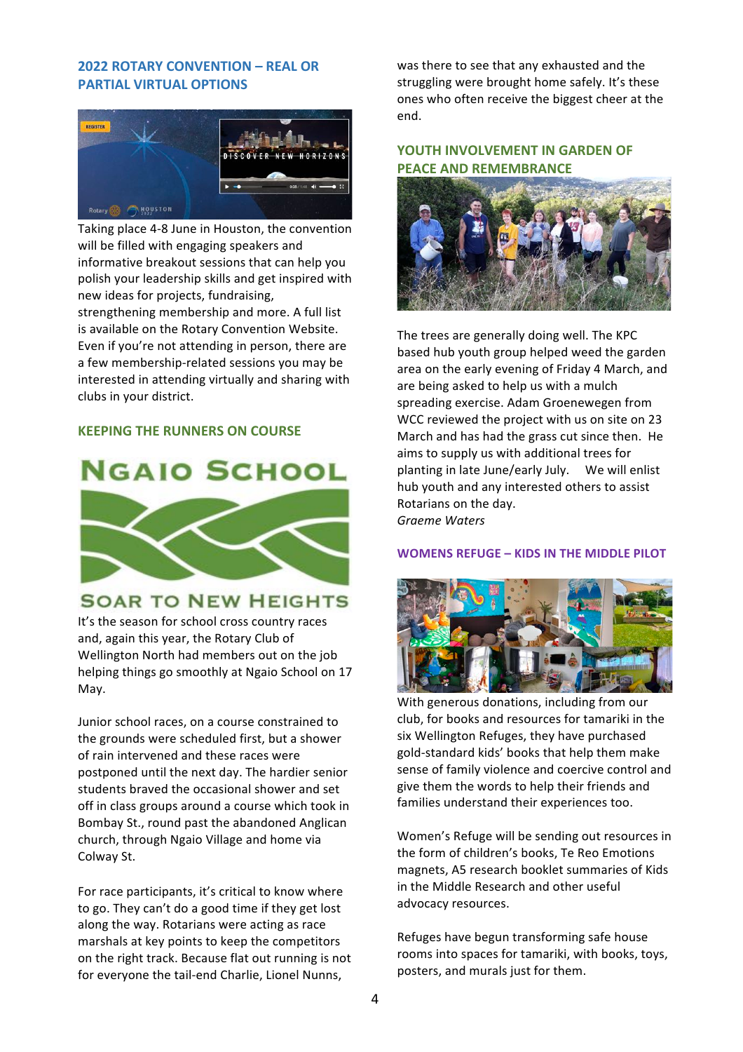## 2022 ROTARY CONVENTION – REAL OR PARTIAL VIRTUAL OPTIONS

Taking place 4-8 June in Houston, the convention will be filled with engaging speakers and informative breakout sessions that can help you polish your leadership skills and get inspired with new ideas for projects, fundraising, strengthening membership and more. A full list is available on the Rotary Convention Website. Even if you're not attending in person, there are a few membership-related sessions you may be interested in attending virtually and sharing with clubs in your district.

## KEEPING THE RUNNERS ON COURSE

NGAIO SCHOOL

SOAR TO NEW HEIGHTS

It's the season for school cross country races and, again this year, the Rotary Club of Wellington North had members out on the job helping things go smoothly at Ngaio School on 17 May.

Junior school races, on a course constrained to the grounds were scheduled first, but a shower of rain intervened and these races were postponed until the next day. The hardier senior students braved the occasional shower and set off in class groups around a course which took in Bombay St., round past the abandoned Anglican church, through Ngaio Village and home via Colway St.

For race participants, it's critical to know where to go. They can't do a good time if they get lost along the way. Rotarians were acting as race marshals at key points to keep the competitors on the right track. Because flat out running is not for everyone the tail-end Charlie, Lionel Nunns, was there to see that any exhausted and the struggling were brought home safely. It's these ones who often receive the biggest cheer at the end.

## YOUTH INVOLVEMENT IN GARDEN OF PEACE AND REMEMBRANCE

The trees are generally doing well. The KPC based hub youth group helped weed the garden area on the early evening of Friday 4 March, and are being asked to help us with a mulch spreading exercise. Adam Groenewegen from WCC reviewed the project with us on site on 23 March and has had the grass cut since then. He aims to supply us with additional trees for planting in late June/early July. We will enlist hub youth and any interested others to assist Rotarians on the day.

*Graeme Waters*

## WOMENS REFUGE – KIDS IN THE MIDDLE PILOT

With generous donations, including from our club, for books and resources for tamariki in the six Wellington Refuges, they have purchased gold-standard kids' books that help them make sense of family violence and coercive control and give them the words to help their friends and families understand their experiences too.

Women's Refuge will be sending out resources in the form of children's books, Te Reo Emotions magnets, A5 research booklet summaries of Kids in the Middle Research and other useful advocacy resources.

Refuges have begun transforming safe house rooms into spaces for tamariki, with books, toys, posters, and murals just for them.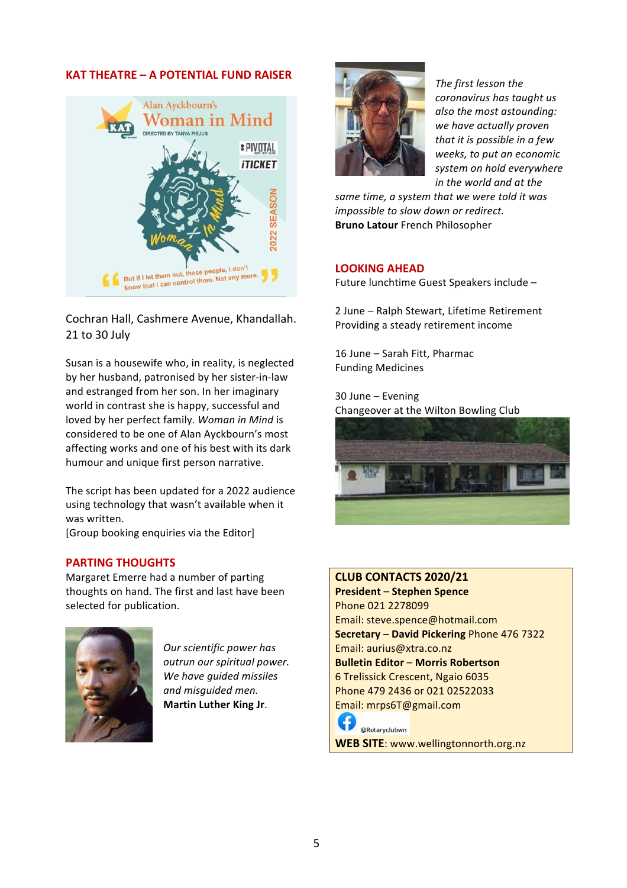## KAT THEATRE – A POTENTIAL FUND RAISER

Cochran Hall, Cashmere Avenue, Khandallah.
21 to 30 July

Susan is a housewife who, in reality, is neglected by her husband, patronised by her sister-in-law and estranged from her son. In her imaginary world in contrast she is happy, successful and loved by her perfect family. *Woman in Mind* is considered to be one of Alan Ayckbourn's most affecting works and one of his best with its dark humour and unique first person narrative.

The script has been updated for a 2022 audience using technology that wasn't available when it was written.
[Group booking enquiries via the Editor]

## PARTING THOUGHTS

Margaret Emerre had a number of parting thoughts on hand. The first and last have been selected for publication.

*Our scientific power has outrun our spiritual power. We have guided missiles and misguided men.*
**Martin Luther King Jr**.

*The first lesson the coronavirus has taught us also the most astounding: we have actually proven that it is possible in a few weeks, to put an economic system on hold everywhere in the world and at the same time, a system that we were told it was impossible to slow down or redirect.*
**Bruno Latour** French Philosopher

## LOOKING AHEAD

Future lunchtime Guest Speakers include –

2 June – Ralph Stewart, Lifetime Retirement
Providing a steady retirement income

16 June – Sarah Fitt, Pharmac
Funding Medicines

30 June – Evening
Changeover at the Wilton Bowling Club

**CLUB CONTACTS 2020/21**
**President – Stephen Spence**
Phone 021 2278099
Email: steve.spence@hotmail.com
**Secretary – David Pickering** Phone 476 7322
Email: aurius@xtra.co.nz
**Bulletin Editor – Morris Robertson**
6 Trelissick Crescent, Ngaio 6035
Phone 479 2436 or 021 02522033
Email: mrps6T@gmail.com
@Rotaryclubwn
**WEB SITE**: www.wellingtonnorth.org.nz